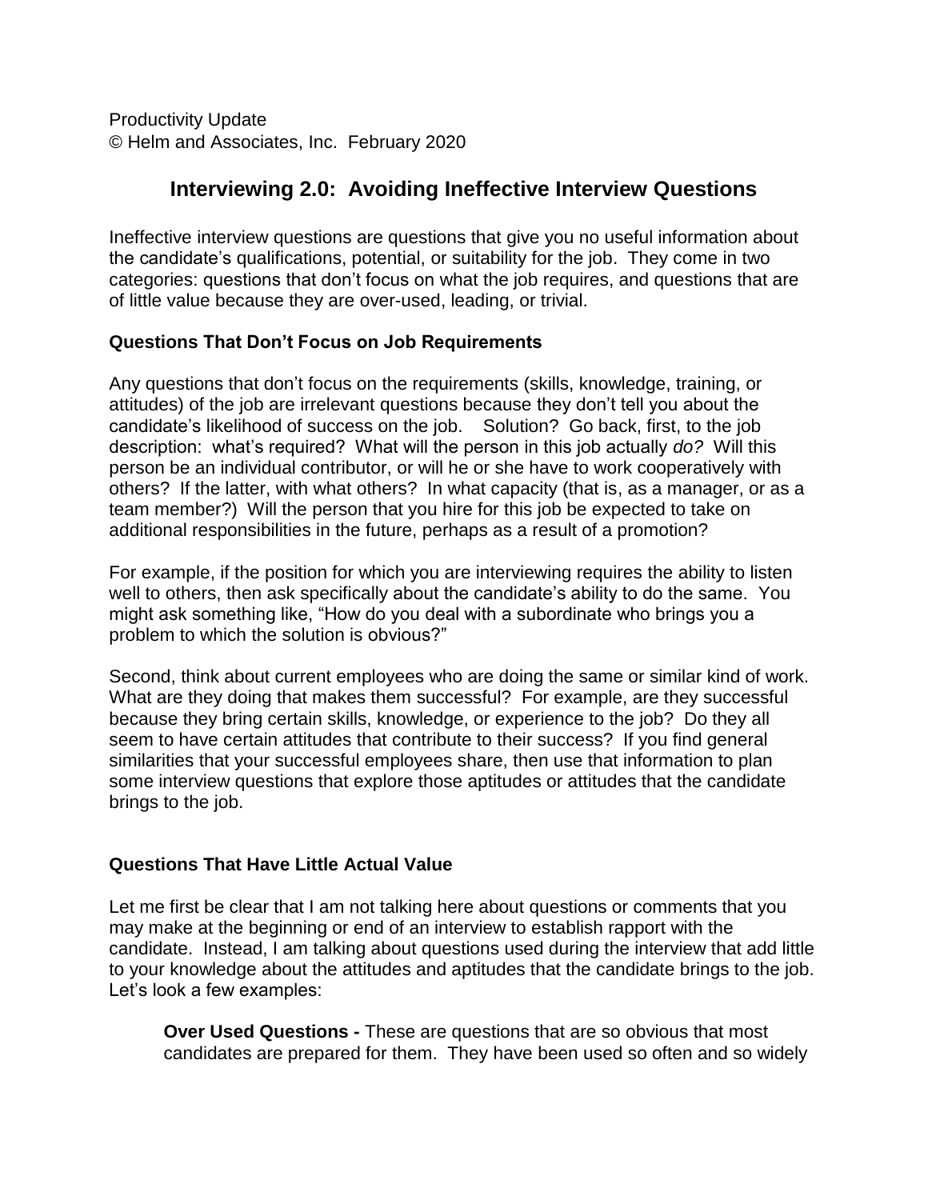Productivity Update
© Helm and Associates, Inc. February 2020

# Interviewing 2.0: Avoiding Ineffective Interview Questions

Ineffective interview questions are questions that give you no useful information about the candidate's qualifications, potential, or suitability for the job. They come in two categories: questions that don't focus on what the job requires, and questions that are of little value because they are over-used, leading, or trivial.

### Questions That Don't Focus on Job Requirements

Any questions that don't focus on the requirements (skills, knowledge, training, or attitudes) of the job are irrelevant questions because they don't tell you about the candidate's likelihood of success on the job. Solution? Go back, first, to the job description: what's required? What will the person in this job actually *do?* Will this person be an individual contributor, or will he or she have to work cooperatively with others? If the latter, with what others? In what capacity (that is, as a manager, or as a team member?) Will the person that you hire for this job be expected to take on additional responsibilities in the future, perhaps as a result of a promotion?

For example, if the position for which you are interviewing requires the ability to listen well to others, then ask specifically about the candidate's ability to do the same. You might ask something like, "How do you deal with a subordinate who brings you a problem to which the solution is obvious?"

Second, think about current employees who are doing the same or similar kind of work. What are they doing that makes them successful? For example, are they successful because they bring certain skills, knowledge, or experience to the job? Do they all seem to have certain attitudes that contribute to their success? If you find general similarities that your successful employees share, then use that information to plan some interview questions that explore those aptitudes or attitudes that the candidate brings to the job.

### Questions That Have Little Actual Value

Let me first be clear that I am not talking here about questions or comments that you may make at the beginning or end of an interview to establish rapport with the candidate. Instead, I am talking about questions used during the interview that add little to your knowledge about the attitudes and aptitudes that the candidate brings to the job. Let's look a few examples:

**Over Used Questions -** These are questions that are so obvious that most candidates are prepared for them. They have been used so often and so widely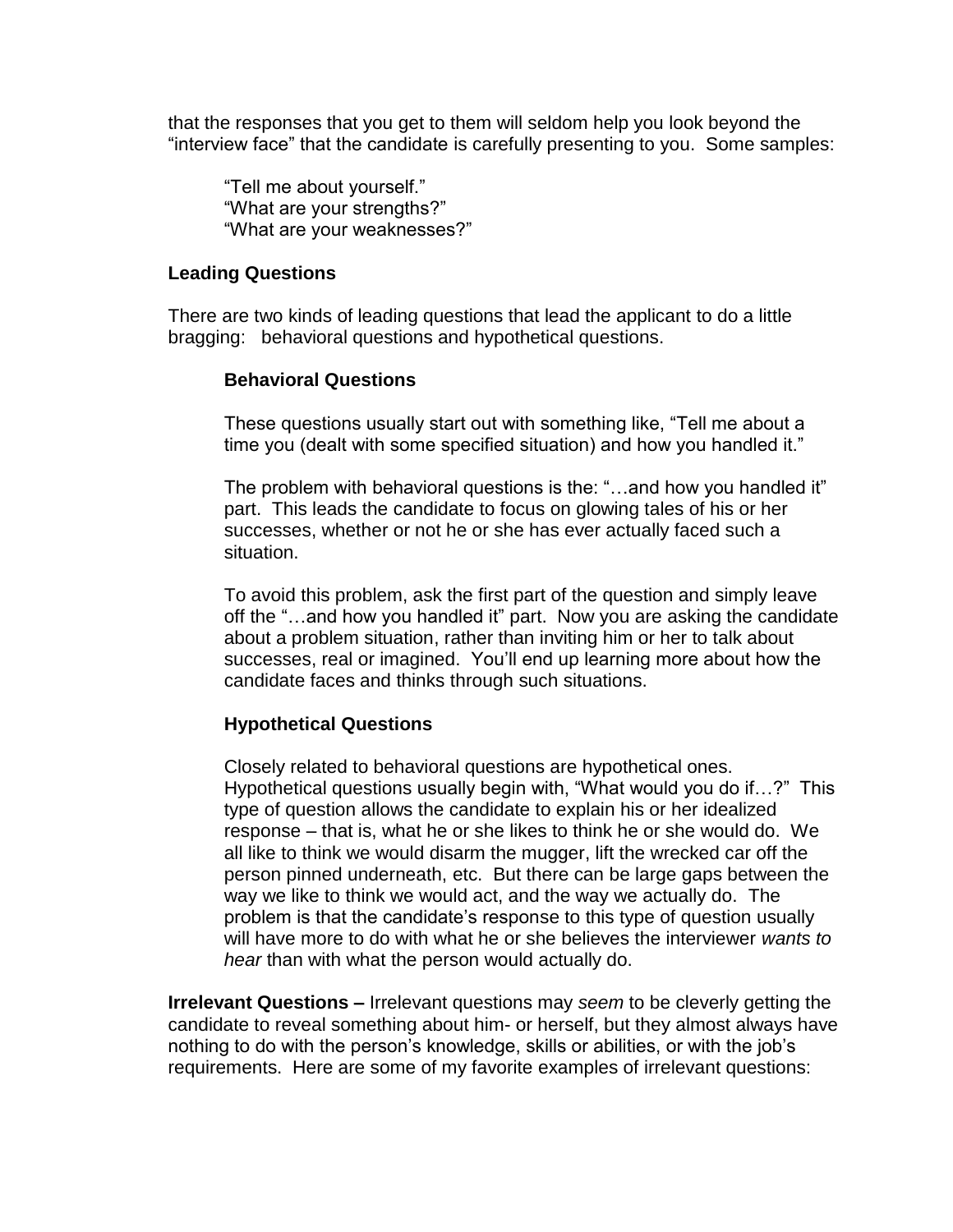that the responses that you get to them will seldom help you look beyond the "interview face" that the candidate is carefully presenting to you. Some samples:

> "Tell me about yourself."
> "What are your strengths?"
> "What are your weaknesses?"

## Leading Questions

There are two kinds of leading questions that lead the applicant to do a little bragging: behavioral questions and hypothetical questions.

### Behavioral Questions

These questions usually start out with something like, "Tell me about a time you (dealt with some specified situation) and how you handled it."

The problem with behavioral questions is the: "…and how you handled it" part. This leads the candidate to focus on glowing tales of his or her successes, whether or not he or she has ever actually faced such a situation.

To avoid this problem, ask the first part of the question and simply leave off the "…and how you handled it" part. Now you are asking the candidate about a problem situation, rather than inviting him or her to talk about successes, real or imagined. You'll end up learning more about how the candidate faces and thinks through such situations.

### Hypothetical Questions

Closely related to behavioral questions are hypothetical ones. Hypothetical questions usually begin with, "What would you do if…?" This type of question allows the candidate to explain his or her idealized response – that is, what he or she likes to think he or she would do. We all like to think we would disarm the mugger, lift the wrecked car off the person pinned underneath, etc. But there can be large gaps between the way we like to think we would act, and the way we actually do. The problem is that the candidate's response to this type of question usually will have more to do with what he or she believes the interviewer *wants to hear* than with what the person would actually do.

**Irrelevant Questions –** Irrelevant questions may *seem* to be cleverly getting the candidate to reveal something about him- or herself, but they almost always have nothing to do with the person's knowledge, skills or abilities, or with the job's requirements. Here are some of my favorite examples of irrelevant questions: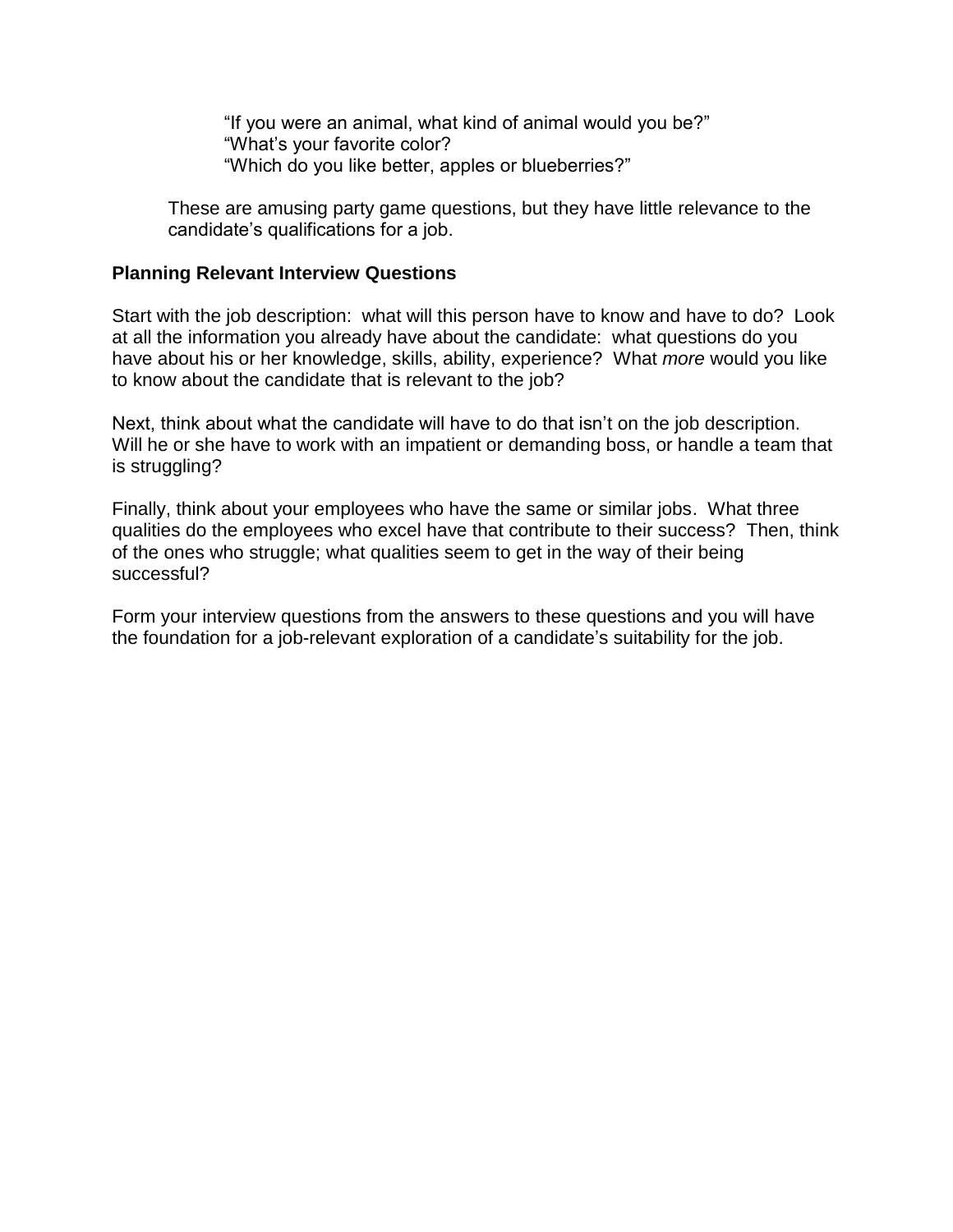> "If you were an animal, what kind of animal would you be?"
> "What's your favorite color?
> "Which do you like better, apples or blueberries?"

These are amusing party game questions, but they have little relevance to the candidate's qualifications for a job.

**Planning Relevant Interview Questions**

Start with the job description: what will this person have to know and have to do? Look at all the information you already have about the candidate: what questions do you have about his or her knowledge, skills, ability, experience? What *more* would you like to know about the candidate that is relevant to the job?

Next, think about what the candidate will have to do that isn't on the job description. Will he or she have to work with an impatient or demanding boss, or handle a team that is struggling?

Finally, think about your employees who have the same or similar jobs. What three qualities do the employees who excel have that contribute to their success? Then, think of the ones who struggle; what qualities seem to get in the way of their being successful?

Form your interview questions from the answers to these questions and you will have the foundation for a job-relevant exploration of a candidate's suitability for the job.